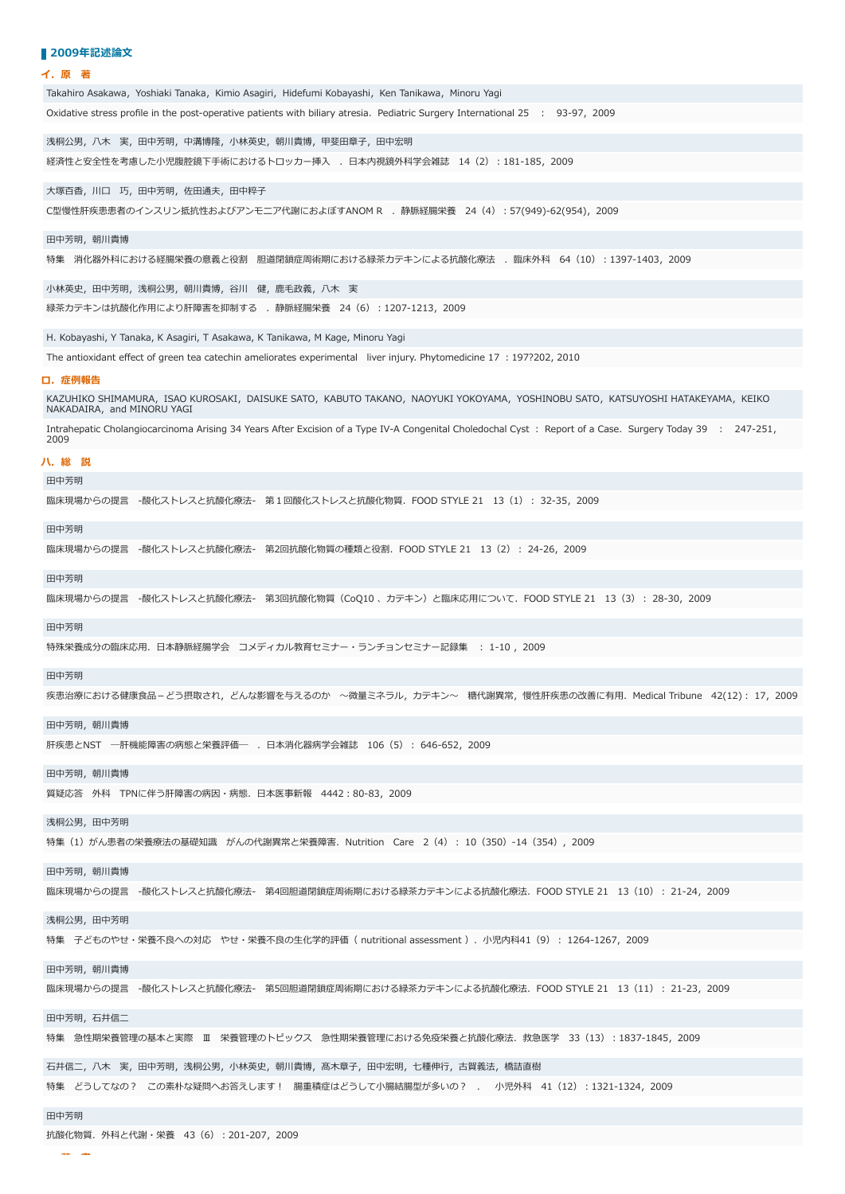## 2009年記述論文

### イ．原　著

Takahiro Asakawa, Yoshiaki Tanaka, Kimio Asagiri, Hidefumi Kobayashi, Ken Tanikawa, Minoru Yagi

Oxidative stress profile in the post-operative patients with biliary atresia. Pediatric Surgery International 25 ： 93-97, 2009

浅桐公男，八木　実，田中芳明，中溝博隆，小林英史，朝川貴博，甲斐田章子，田中宏明

経済性と安全性を考慮した小児腹腔鏡下手術におけるトロッカー挿入　．日本内視鏡外科学会雑誌　14（2）：181-185，2009

大塚百香，川口　巧，田中芳明，佐田通夫，田中粹子

C型慢性肝疾患患者のインスリン抵抗性およびアンモニア代謝におよぼすANOM R　．静脈経腸栄養　24（4）：57(949)-62(954)，2009

田中芳明，朝川貴博

特集　消化器外科における経腸栄養の意義と役割　胆道閉鎖症周術期における緑茶カテキンによる抗酸化療法　．臨床外科　64（10）：1397-1403，2009

小林英史，田中芳明，浅桐公男，朝川貴博，谷川　健，鹿毛政義，八木　実

緑茶カテキンは抗酸化作用により肝障害を抑制する　．静脈経腸栄養　24（6）：1207-1213，2009

H. Kobayashi, Y Tanaka, K Asagiri, T Asakawa, K Tanikawa, M Kage, Minoru Yagi

The antioxidant effect of green tea catechin ameliorates experimental　liver injury. Phytomedicine 17 ：197?202, 2010

### ロ．症例報告

KAZUHIKO SHIMAMURA, ISAO KUROSAKI, DAISUKE SATO, KABUTO TAKANO, NAOYUKI YOKOYAMA, YOSHINOBU SATO, KATSUYOSHI HATAKEYAMA, KEIKO NAKADAIRA, and MINORU YAGI

Intrahepatic Cholangiocarcinoma Arising 34 Years After Excision of a Type IV-A Congenital Choledochal Cyst ： Report of a Case. Surgery Today 39 ： 247-251, 2009

### ハ．総　説

田中芳明

臨床現場からの提言　-酸化ストレスと抗酸化療法-　第１回酸化ストレスと抗酸化物質．FOOD STYLE 21　13（1）： 32-35，2009

田中芳明

臨床現場からの提言　-酸化ストレスと抗酸化療法-　第2回抗酸化物質の種類と役割．FOOD STYLE 21　13（2）： 24-26，2009

田中芳明

臨床現場からの提言　-酸化ストレスと抗酸化療法-　第3回抗酸化物質（CoQ10 、カテキン）と臨床応用について．FOOD STYLE 21　13（3）： 28-30，2009

田中芳明

特殊栄養成分の臨床応用．日本静脈経腸学会　コメディカル教育セミナー・ランチョンセミナー記録集　： 1-10，2009

田中芳明

疾患治療における健康食品－どう摂取され，どんな影響を与えるのか　～微量ミネラル，カテキン～　糖代謝異常，慢性肝疾患の改善に有用．Medical Tribune　42(12)： 17，2009

田中芳明，朝川貴博

肝疾患とNST　―肝機能障害の病態と栄養評価―　．日本消化器病学会雑誌　106（5）： 646-652，2009

田中芳明，朝川貴博

質疑応答　外科　TPNに伴う肝障害の病因・病態．日本医事新報　4442：80-83，2009

浅桐公男，田中芳明

特集（1）がん患者の栄養療法の基礎知識　がんの代謝異常と栄養障害．Nutrition　Care　2（4）： 10（350）-14（354），2009

田中芳明，朝川貴博

臨床現場からの提言　-酸化ストレスと抗酸化療法-　第4回胆道閉鎖症周術期における緑茶カテキンによる抗酸化療法．FOOD STYLE 21　13（10）： 21-24，2009

浅桐公男，田中芳明

特集　子どものやせ・栄養不良への対応　やせ・栄養不良の生化学的評価（ nutritional assessment ）．小児内科41（9）： 1264-1267，2009

田中芳明，朝川貴博

臨床現場からの提言　-酸化ストレスと抗酸化療法-　第5回胆道閉鎖症周術期における緑茶カテキンによる抗酸化療法．FOOD STYLE 21　13（11）： 21-23，2009

田中芳明，石井信二

特集　急性期栄養管理の基本と実際　Ⅲ　栄養管理のトピックス　急性期栄養管理における免疫栄養と抗酸化療法．救急医学　33（13）：1837-1845，2009

石井信二，八木　実，田中芳明，浅桐公男，小林英史，朝川貴博，髙木章子，田中宏明，七種伸行，古賀義法，橋詰直樹

特集　どうしてなの？　この素朴な疑問へお答えします！　腸重積症はどうして小腸結腸型が多いの？　．　小児外科　41（12）：1321-1324，2009

田中芳明

抗酸化物質．外科と代謝・栄養　43（6）：201-207，2009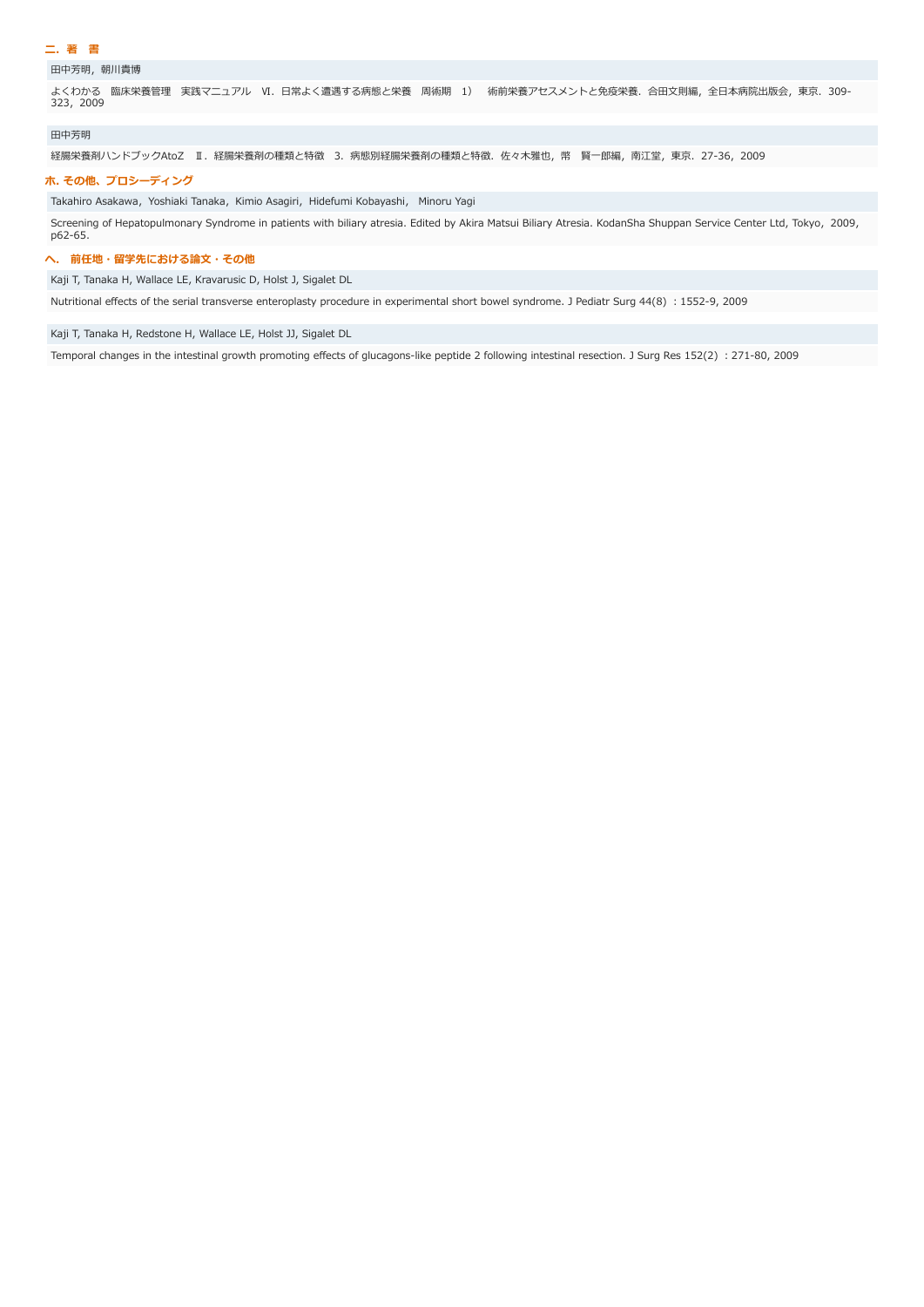## ニ. 著 書

田中芳明，朝川貴博

よくわかる　臨床栄養管理　実践マニュアル　Ⅵ．日常よく遭遇する病態と栄養　周術期　1)　術前栄養アセスメントと免疫栄養．合田文則編，全日本病院出版会，東京．309-323，2009

田中芳明

経腸栄養剤ハンドブックAtoZ　Ⅱ．経腸栄養剤の種類と特徴　3．病態別経腸栄養剤の種類と特徴．佐々木雅也，幣　賢一郎編，南江堂，東京．27-36，2009

## ホ. その他、プロシーディング

Takahiro Asakawa，Yoshiaki Tanaka，Kimio Asagiri，Hidefumi Kobayashi， Minoru Yagi

Screening of Hepatopulmonary Syndrome in patients with biliary atresia. Edited by Akira Matsui Biliary Atresia. KodanSha Shuppan Service Center Ltd, Tokyo，2009, p62-65.

## ヘ. 前任地・留学先における論文・その他

Kaji T, Tanaka H, Wallace LE, Kravarusic D, Holst J, Sigalet DL

Nutritional effects of the serial transverse enteroplasty procedure in experimental short bowel syndrome. J Pediatr Surg 44(8) ：1552-9, 2009

Kaji T, Tanaka H, Redstone H, Wallace LE, Holst JJ, Sigalet DL

Temporal changes in the intestinal growth promoting effects of glucagons-like peptide 2 following intestinal resection. J Surg Res 152(2) ：271-80, 2009